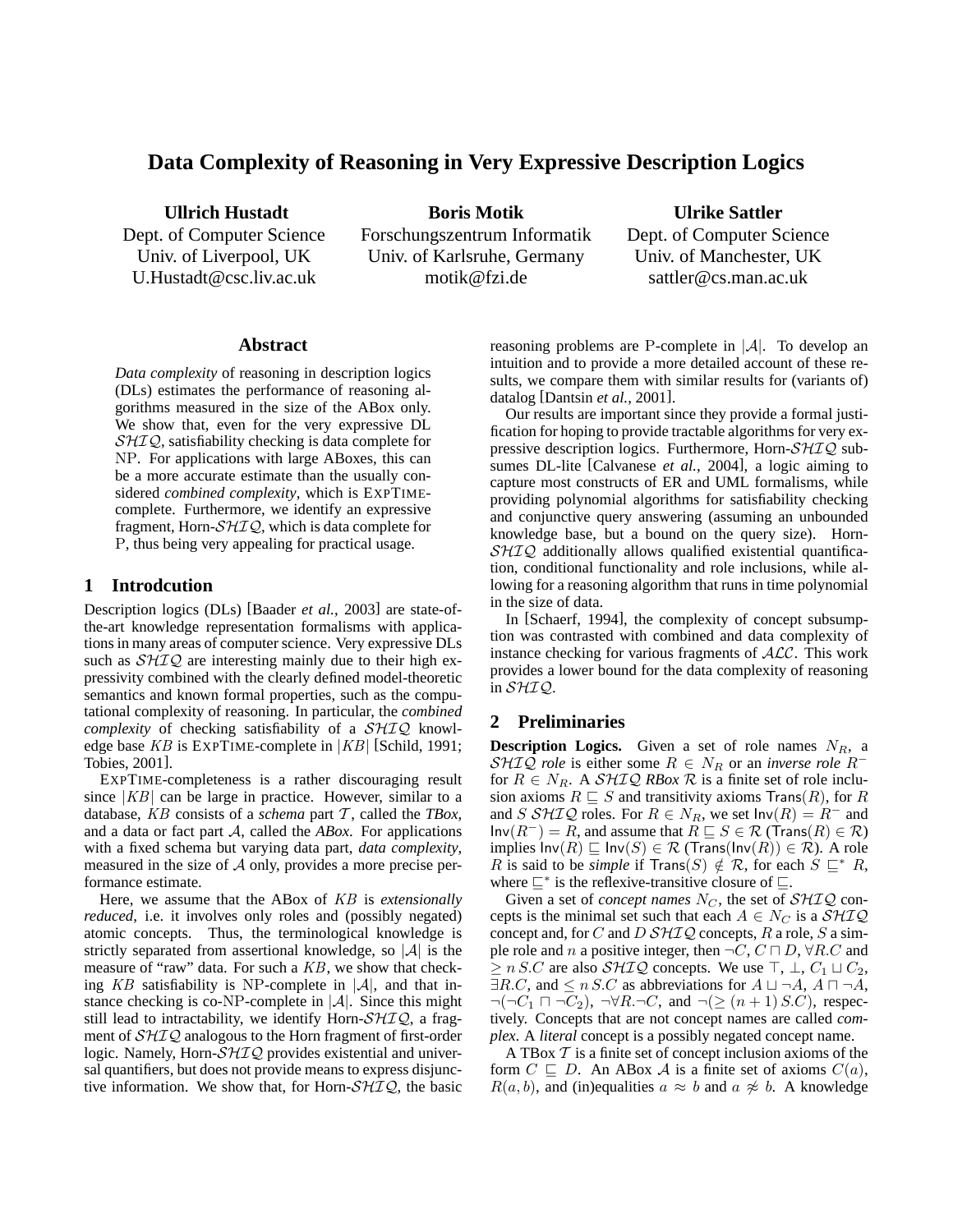# Data Complexity of Reasoning in Very Expressive Description Logics

**Ullrich Hustadt**
Dept. of Computer Science
Univ. of Liverpool, UK
U.Hustadt@csc.liv.ac.uk

**Boris Motik**
Forschungszentrum Informatik
Univ. of Karlsruhe, Germany
motik@fzi.de

**Ulrike Sattler**
Dept. of Computer Science
Univ. of Manchester, UK
sattler@cs.man.ac.uk

## Abstract

*Data complexity* of reasoning in description logics (DLs) estimates the performance of reasoning algorithms measured in the size of the ABox only. We show that, even for the very expressive DL $\mathcal{SHIQ}$, satisfiability checking is data complete for NP. For applications with large ABoxes, this can be a more accurate estimate than the usually considered *combined complexity*, which is ExpTime-complete. Furthermore, we identify an expressive fragment, Horn-$\mathcal{SHIQ}$, which is data complete for P, thus being very appealing for practical usage.

## 1 Introdcution

Description logics (DLs) [Baader *et al.*, 2003] are state-of-the-art knowledge representation formalisms with applications in many areas of computer science. Very expressive DLs such as $\mathcal{SHIQ}$ are interesting mainly due to their high expressivity combined with the clearly defined model-theoretic semantics and known formal properties, such as the computational complexity of reasoning. In particular, the *combined complexity* of checking satisfiability of a $\mathcal{SHIQ}$ knowledge base $KB$ is ExpTime-complete in $|KB|$ [Schild, 1991; Tobies, 2001].

ExpTime-completeness is a rather discouraging result since $|KB|$ can be large in practice. However, similar to a database, $KB$ consists of a *schema* part $\mathcal{T}$, called the *TBox*, and a data or fact part $\mathcal{A}$, called the *ABox*. For applications with a fixed schema but varying data part, *data complexity*, measured in the size of $\mathcal{A}$ only, provides a more precise performance estimate.

Here, we assume that the ABox of $KB$ is *extensionally reduced*, i.e. it involves only roles and (possibly negated) atomic concepts. Thus, the terminological knowledge is strictly separated from assertional knowledge, so $|\mathcal{A}|$ is the measure of "raw" data. For such a $KB$, we show that checking $KB$ satisfiability is NP-complete in $|\mathcal{A}|$, and that instance checking is co-NP-complete in $|\mathcal{A}|$. Since this might still lead to intractability, we identify Horn-$\mathcal{SHIQ}$, a fragment of $\mathcal{SHIQ}$ analogous to the Horn fragment of first-order logic. Namely, Horn-$\mathcal{SHIQ}$ provides existential and universal quantifiers, but does not provide means to express disjunctive information. We show that, for Horn-$\mathcal{SHIQ}$, the basic reasoning problems are P-complete in $|\mathcal{A}|$. To develop an intuition and to provide a more detailed account of these results, we compare them with similar results for (variants of) datalog [Dantsin *et al.*, 2001].

Our results are important since they provide a formal justification for hoping to provide tractable algorithms for very expressive description logics. Furthermore, Horn-$\mathcal{SHIQ}$ subsumes DL-lite [Calvanese *et al.*, 2004], a logic aiming to capture most constructs of ER and UML formalisms, while providing polynomial algorithms for satisfiability checking and conjunctive query answering (assuming an unbounded knowledge base, but a bound on the query size). Horn-$\mathcal{SHIQ}$ additionally allows qualified existential quantification, conditional functionality and role inclusions, while allowing for a reasoning algorithm that runs in time polynomial in the size of data.

In [Schaerf, 1994], the complexity of concept subsumption was contrasted with combined and data complexity of instance checking for various fragments of $\mathcal{ALC}$. This work provides a lower bound for the data complexity of reasoning in $\mathcal{SHIQ}$.

## 2 Preliminaries

**Description Logics.** Given a set of role names $N_R$, a $\mathcal{SHIQ}$ *role* is either some $R \in N_R$ or an *inverse role* $R^-$ for $R \in N_R$. A $\mathcal{SHIQ}$ *RBox* $\mathcal{R}$ is a finite set of role inclusion axioms $R \sqsubseteq S$ and transitivity axioms $\mathsf{Trans}(R)$, for $R$ and $S$ $\mathcal{SHIQ}$ roles. For $R \in N_R$, we set $\mathsf{Inv}(R) = R^-$ and $\mathsf{Inv}(R^-) = R$, and assume that $R \sqsubseteq S \in \mathcal{R}$ ($\mathsf{Trans}(R) \in \mathcal{R}$) implies $\mathsf{Inv}(R) \sqsubseteq \mathsf{Inv}(S) \in \mathcal{R}$ ($\mathsf{Trans}(\mathsf{Inv}(R)) \in \mathcal{R}$). A role $R$ is said to be *simple* if $\mathsf{Trans}(S) \notin \mathcal{R}$, for each $S \sqsubseteq^* R$, where $\sqsubseteq^*$ is the reflexive-transitive closure of $\sqsubseteq$.

Given a set of *concept names* $N_C$, the set of $\mathcal{SHIQ}$ concepts is the minimal set such that each $A \in N_C$ is a $\mathcal{SHIQ}$ concept and, for $C$ and $D$ $\mathcal{SHIQ}$ concepts, $R$ a role, $S$ a simple role and $n$ a positive integer, then $\neg C$, $C \sqcap D$, $\forall R.C$ and $\geq n\, S.C$ are also $\mathcal{SHIQ}$ concepts. We use $\top$, $\bot$, $C_1 \sqcup C_2$, $\exists R.C$, and $\leq n\, S.C$ as abbreviations for $A \sqcup \neg A$, $A \sqcap \neg A$, $\neg(\neg C_1 \sqcap \neg C_2)$, $\neg\forall R.\neg C$, and $\neg(\geq (n+1)\, S.C)$, respectively. Concepts that are not concept names are called *complex*. A *literal* concept is a possibly negated concept name.

A TBox $\mathcal{T}$ is a finite set of concept inclusion axioms of the form $C \sqsubseteq D$. An ABox $\mathcal{A}$ is a finite set of axioms $C(a)$, $R(a,b)$, and (in)equalities $a \approx b$ and $a \not\approx b$. A knowledge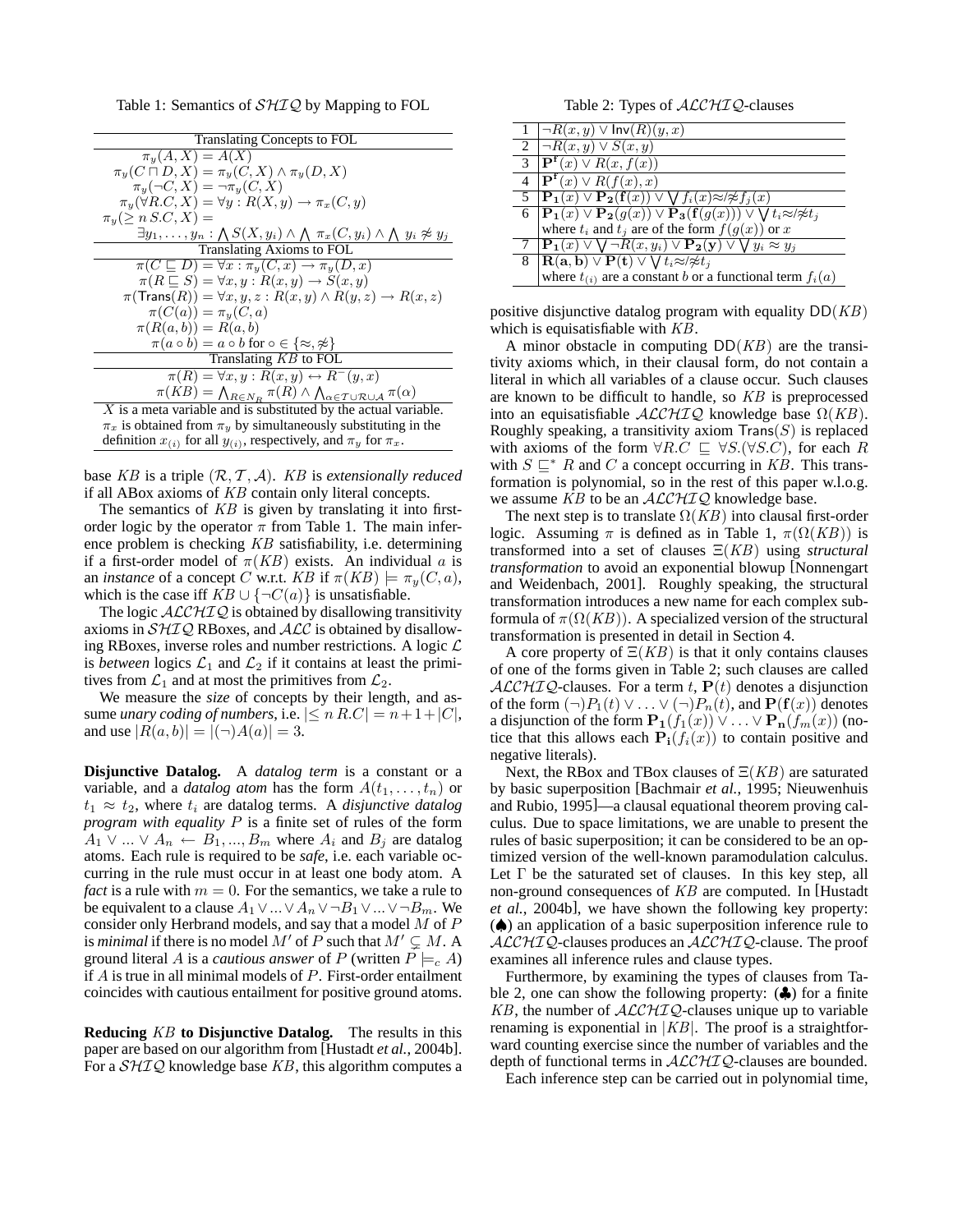Table 1: Semantics of $\mathcal{SHIQ}$ by Mapping to FOL

| Translating Concepts to FOL |
|---|
| $\pi_y(A, X) = A(X)$ |
| $\pi_y(C \sqcap D, X) = \pi_y(C, X) \wedge \pi_y(D, X)$ |
| $\pi_y(\neg C, X) = \neg \pi_y(C, X)$ |
| $\pi_y(\forall R.C, X) = \forall y : R(X, y) \to \pi_x(C, y)$ |
| $\pi_y(\geq n\, S.C, X) =$ $\exists y_1, \ldots, y_n : \bigwedge S(X, y_i) \wedge \bigwedge \pi_x(C, y_i) \wedge \bigwedge y_i \not\approx y_j$ |
| **Translating Axioms to FOL** |
| $\pi(C \sqsubseteq D) = \forall x : \pi_y(C, x) \to \pi_y(D, x)$ |
| $\pi(R \sqsubseteq S) = \forall x, y : R(x, y) \to S(x, y)$ |
| $\pi(\mathsf{Trans}(R)) = \forall x, y, z : R(x, y) \wedge R(y, z) \to R(x, z)$ |
| $\pi(C(a)) = \pi_y(C, a)$ |
| $\pi(R(a, b)) = R(a, b)$ |
| $\pi(a \circ b) = a \circ b$ for $\circ \in \{\approx, \not\approx\}$ |
| **Translating $KB$ to FOL** |
| $\pi(R) = \forall x, y : R(x, y) \leftrightarrow R^-(y, x)$ |
| $\pi(KB) = \bigwedge_{R \in N_R} \pi(R) \wedge \bigwedge_{\alpha \in \mathcal{T} \cup \mathcal{R} \cup \mathcal{A}} \pi(\alpha)$ |
| $X$ is a meta variable and is substituted by the actual variable. $\pi_x$ is obtained from $\pi_y$ by simultaneously substituting in the definition $x_{(i)}$ for all $y_{(i)}$, respectively, and $\pi_y$ for $\pi_x$. |

base $KB$ is a triple $(\mathcal{R}, \mathcal{T}, \mathcal{A})$. $KB$ is *extensionally reduced* if all ABox axioms of $KB$ contain only literal concepts.

The semantics of $KB$ is given by translating it into first-order logic by the operator $\pi$ from Table 1. The main inference problem is checking $KB$ satisfiability, i.e. determining if a first-order model of $\pi(KB)$ exists. An individual $a$ is an *instance* of a concept $C$ w.r.t. $KB$ if $\pi(KB) \models \pi_y(C, a)$, which is the case iff $KB \cup \{\neg C(a)\}$ is unsatisfiable.

The logic $\mathcal{ALCHIQ}$ is obtained by disallowing transitivity axioms in $\mathcal{SHIQ}$ RBoxes, and $\mathcal{ALC}$ is obtained by disallowing RBoxes, inverse roles and number restrictions. A logic $\mathcal{L}$ is *between* logics $\mathcal{L}_1$ and $\mathcal{L}_2$ if it contains at least the primitives from $\mathcal{L}_1$ and at most the primitives from $\mathcal{L}_2$.

We measure the *size* of concepts by their length, and assume *unary coding of numbers*, i.e. $|\leq n\, R.C| = n + 1 + |C|$, and use $|R(a, b)| = |(\neg)A(a)| = 3$.

**Disjunctive Datalog.** A *datalog term* is a constant or a variable, and a *datalog atom* has the form $A(t_1, \ldots, t_n)$ or $t_1 \approx t_2$, where $t_i$ are datalog terms. A *disjunctive datalog program with equality* $P$ is a finite set of rules of the form $A_1 \vee \ldots \vee A_n \leftarrow B_1, \ldots, B_m$ where $A_i$ and $B_j$ are datalog atoms. Each rule is required to be *safe*, i.e. each variable occurring in the rule must occur in at least one body atom. A *fact* is a rule with $m = 0$. For the semantics, we take a rule to be equivalent to a clause $A_1 \vee \ldots \vee A_n \vee \neg B_1 \vee \ldots \vee \neg B_m$. We consider only Herbrand models, and say that a model $M$ of $P$ is *minimal* if there is no model $M'$ of $P$ such that $M' \subsetneq M$. A ground literal $A$ is a *cautious answer* of $P$ (written $P \models_c A$) if $A$ is true in all minimal models of $P$. First-order entailment coincides with cautious entailment for positive ground atoms.

**Reducing $KB$ to Disjunctive Datalog.** The results in this paper are based on our algorithm from [Hustadt *et al.*, 2004b]. For a $\mathcal{SHIQ}$ knowledge base $KB$, this algorithm computes a positive disjunctive datalog program with equality $\mathsf{DD}(KB)$ which is equisatisfiable with $KB$.

Table 2: Types of $\mathcal{ALCHIQ}$-clauses

| | |
|---|---|
| 1 | $\neg R(x, y) \vee \mathsf{Inv}(R)(y, x)$ |
| 2 | $\neg R(x, y) \vee S(x, y)$ |
| 3 | $\mathbf{P^f}(x) \vee R(x, f(x))$ |
| 4 | $\mathbf{P^f}(x) \vee R(f(x), x)$ |
| 5 | $\mathbf{P_1}(x) \vee \mathbf{P_2}(\mathbf{f}(x)) \vee \bigvee f_i(x) \approx / \not\approx f_j(x)$ |
| 6 | $\mathbf{P_1}(x) \vee \mathbf{P_2}(g(x)) \vee \mathbf{P_3}(\mathbf{f}(g(x))) \vee \bigvee t_i \approx / \not\approx t_j$ where $t_i$ and $t_j$ are of the form $f(g(x))$ or $x$ |
| 7 | $\mathbf{P_1}(x) \vee \bigvee \neg R(x, y_i) \vee \mathbf{P_2}(\mathbf{y}) \vee \bigvee y_i \approx y_j$ |
| 8 | $\mathbf{R}(\mathbf{a}, \mathbf{b}) \vee \mathbf{P}(\mathbf{t}) \vee \bigvee t_i \approx / \not\approx t_j$ where $t_{(i)}$ are a constant $b$ or a functional term $f_i(a)$ |

A minor obstacle in computing $\mathsf{DD}(KB)$ are the transitivity axioms which, in their clausal form, do not contain a literal in which all variables of a clause occur. Such clauses are known to be difficult to handle, so $KB$ is preprocessed into an equisatisfiable $\mathcal{ALCHIQ}$ knowledge base $\Omega(KB)$. Roughly speaking, a transitivity axiom $\mathsf{Trans}(S)$ is replaced with axioms of the form $\forall R.C \sqsubseteq \forall S.(\forall S.C)$, for each $R$ with $S \sqsubseteq^* R$ and $C$ a concept occurring in $KB$. This transformation is polynomial, so in the rest of this paper w.l.o.g. we assume $KB$ to be an $\mathcal{ALCHIQ}$ knowledge base.

The next step is to translate $\Omega(KB)$ into clausal first-order logic. Assuming $\pi$ is defined as in Table 1, $\pi(\Omega(KB))$ is transformed into a set of clauses $\Xi(KB)$ using *structural transformation* to avoid an exponential blowup [Nonnengart and Weidenbach, 2001]. Roughly speaking, the structural transformation introduces a new name for each complex subformula of $\pi(\Omega(KB))$. A specialized version of the structural transformation is presented in detail in Section 4.

A core property of $\Xi(KB)$ is that it only contains clauses of one of the forms given in Table 2; such clauses are called $\mathcal{ALCHIQ}$-clauses. For a term $t$, $\mathbf{P}(t)$ denotes a disjunction of the form $(\neg)P_1(t) \vee \ldots \vee (\neg)P_n(t)$, and $\mathbf{P}(\mathbf{f}(x))$ denotes a disjunction of the form $\mathbf{P_1}(f_1(x)) \vee \ldots \vee \mathbf{P_n}(f_m(x))$ (notice that this allows each $\mathbf{P_i}(f_i(x))$ to contain positive and negative literals).

Next, the RBox and TBox clauses of $\Xi(KB)$ are saturated by basic superposition [Bachmair *et al.*, 1995; Nieuwenhuis and Rubio, 1995]—a clausal equational theorem proving calculus. Due to space limitations, we are unable to present the rules of basic superposition; it can be considered to be an optimized version of the well-known paramodulation calculus. Let $\Gamma$ be the saturated set of clauses. In this key step, all non-ground consequences of $KB$ are computed. In [Hustadt *et al.*, 2004b], we have shown the following key property: (♠) an application of a basic superposition inference rule to $\mathcal{ALCHIQ}$-clauses produces an $\mathcal{ALCHIQ}$-clause. The proof examines all inference rules and clause types.

Furthermore, by examining the types of clauses from Table 2, one can show the following property: (♣) for a finite $KB$, the number of $\mathcal{ALCHIQ}$-clauses unique up to variable renaming is exponential in $|KB|$. The proof is a straightforward counting exercise since the number of variables and the depth of functional terms in $\mathcal{ALCHIQ}$-clauses are bounded.

Each inference step can be carried out in polynomial time,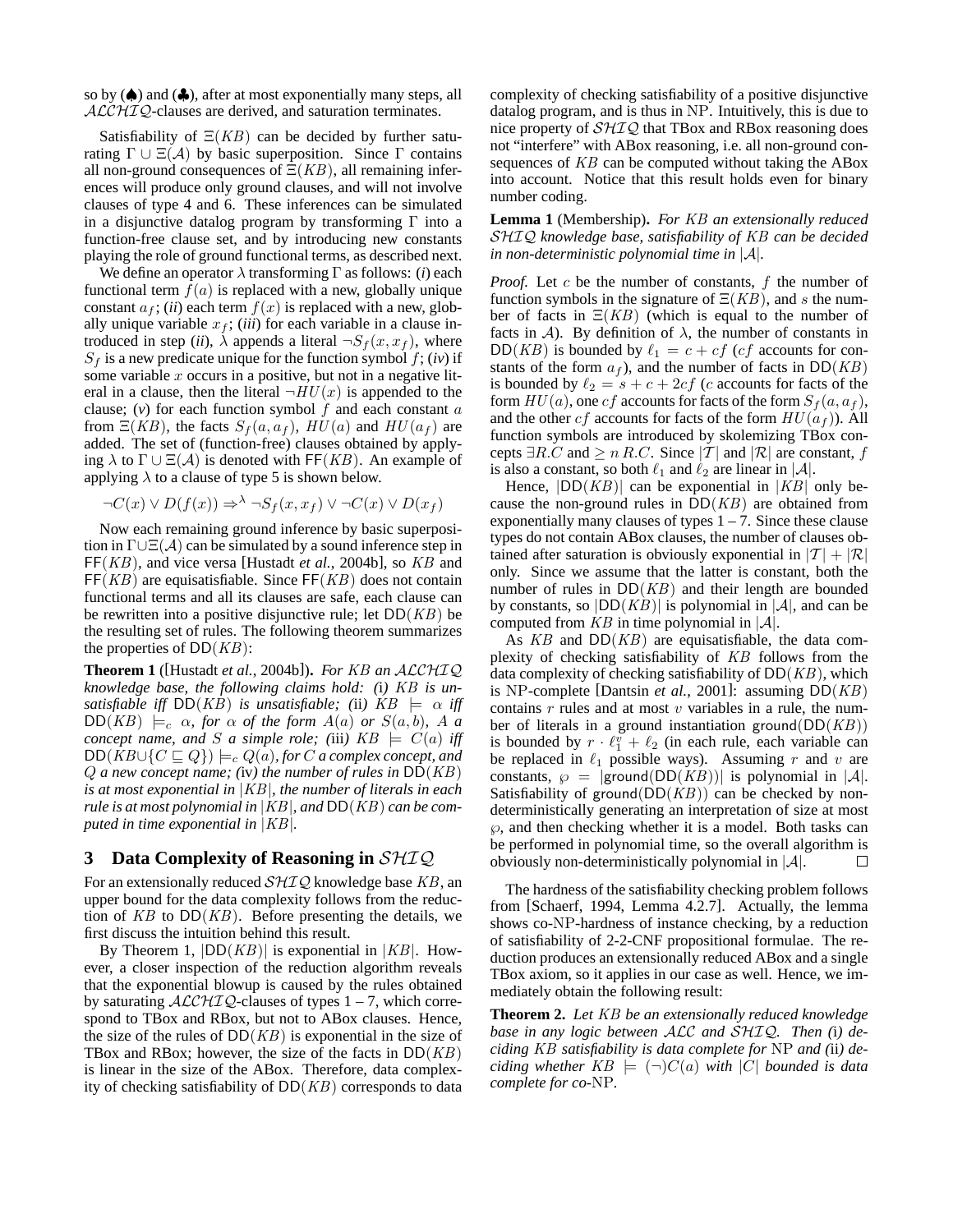so by (♠) and (♣), after at most exponentially many steps, all $\mathcal{ALCHIQ}$-clauses are derived, and saturation terminates.

Satisfiability of $\Xi(KB)$ can be decided by further saturating $\Gamma \cup \Xi(\mathcal{A})$ by basic superposition. Since $\Gamma$ contains all non-ground consequences of $\Xi(KB)$, all remaining inferences will produce only ground clauses, and will not involve clauses of type 4 and 6. These inferences can be simulated in a disjunctive datalog program by transforming $\Gamma$ into a function-free clause set, and by introducing new constants playing the role of ground functional terms, as described next.

We define an operator $\lambda$ transforming $\Gamma$ as follows: (*i*) each functional term $f(a)$ is replaced with a new, globally unique constant $a_f$; (*ii*) each term $f(x)$ is replaced with a new, globally unique variable $x_f$; (*iii*) for each variable in a clause introduced in step (*ii*), $\lambda$ appends a literal $\neg S_f(x, x_f)$, where $S_f$ is a new predicate unique for the function symbol $f$; (*iv*) if some variable $x$ occurs in a positive, but not in a negative literal in a clause, then the literal $\neg HU(x)$ is appended to the clause; (*v*) for each function symbol $f$ and each constant $a$ from $\Xi(KB)$, the facts $S_f(a, a_f)$, $HU(a)$ and $HU(a_f)$ are added. The set of (function-free) clauses obtained by applying $\lambda$ to $\Gamma \cup \Xi(\mathcal{A})$ is denoted with $\mathsf{FF}(KB)$. An example of applying $\lambda$ to a clause of type 5 is shown below.

$$\neg C(x) \vee D(f(x)) \Rightarrow^{\lambda} \neg S_f(x, x_f) \vee \neg C(x) \vee D(x_f)$$

Now each remaining ground inference by basic superposition in $\Gamma \cup \Xi(\mathcal{A})$ can be simulated by a sound inference step in $\mathsf{FF}(KB)$, and vice versa [Hustadt *et al.*, 2004b], so $KB$ and $\mathsf{FF}(KB)$ are equisatisfiable. Since $\mathsf{FF}(KB)$ does not contain functional terms and all its clauses are safe, each clause can be rewritten into a positive disjunctive rule; let $\mathsf{DD}(KB)$ be the resulting set of rules. The following theorem summarizes the properties of $\mathsf{DD}(KB)$:

**Theorem 1** ([Hustadt *et al.*, 2004b])**.** *For $KB$ an $\mathcal{ALCHIQ}$ knowledge base, the following claims hold: (*i*) $KB$ is unsatisfiable iff $\mathsf{DD}(KB)$ is unsatisfiable; (*ii*) $KB \models \alpha$ iff $\mathsf{DD}(KB) \models_c \alpha$, for $\alpha$ of the form $A(a)$ or $S(a, b)$, $A$ a concept name, and $S$ a simple role; (*iii*) $KB \models C(a)$ iff $\mathsf{DD}(KB \cup \{C \sqsubseteq Q\}) \models_c Q(a)$, for $C$ a complex concept, and $Q$ a new concept name; (*iv*) the number of rules in $\mathsf{DD}(KB)$ is at most exponential in $|KB|$, the number of literals in each rule is at most polynomial in $|KB|$, and $\mathsf{DD}(KB)$ can be computed in time exponential in $|KB|$.*

## 3 Data Complexity of Reasoning in $\mathcal{SHIQ}$

For an extensionally reduced $\mathcal{SHIQ}$ knowledge base $KB$, an upper bound for the data complexity follows from the reduction of $KB$ to $\mathsf{DD}(KB)$. Before presenting the details, we first discuss the intuition behind this result.

By Theorem 1, $|\mathsf{DD}(KB)|$ is exponential in $|KB|$. However, a closer inspection of the reduction algorithm reveals that the exponential blowup is caused by the rules obtained by saturating $\mathcal{ALCHIQ}$-clauses of types 1 – 7, which correspond to TBox and RBox, but not to ABox clauses. Hence, the size of the rules of $\mathsf{DD}(KB)$ is exponential in the size of TBox and RBox; however, the size of the facts in $\mathsf{DD}(KB)$ is linear in the size of the ABox. Therefore, data complexity of checking satisfiability of $\mathsf{DD}(KB)$ corresponds to data complexity of checking satisfiability of a positive disjunctive datalog program, and is thus in NP. Intuitively, this is due to nice property of $\mathcal{SHIQ}$ that TBox and RBox reasoning does not "interfere" with ABox reasoning, i.e. all non-ground consequences of $KB$ can be computed without taking the ABox into account. Notice that this result holds even for binary number coding.

**Lemma 1** (Membership)**.** *For $KB$ an extensionally reduced $\mathcal{SHIQ}$ knowledge base, satisfiability of $KB$ can be decided in non-deterministic polynomial time in $|\mathcal{A}|$.*

*Proof.* Let $c$ be the number of constants, $f$ the number of function symbols in the signature of $\Xi(KB)$, and $s$ the number of facts in $\Xi(KB)$ (which is equal to the number of facts in $\mathcal{A}$). By definition of $\lambda$, the number of constants in $\mathsf{DD}(KB)$ is bounded by $\ell_1 = c + cf$ ($cf$ accounts for constants of the form $a_f$), and the number of facts in $\mathsf{DD}(KB)$ is bounded by $\ell_2 = s + c + 2cf$ ($c$ accounts for facts of the form $HU(a)$, one $cf$ accounts for facts of the form $S_f(a, a_f)$, and the other $cf$ accounts for facts of the form $HU(a_f)$). All function symbols are introduced by skolemizing TBox concepts $\exists R.C$ and $\geq n\, R.C$. Since $|\mathcal{T}|$ and $|\mathcal{R}|$ are constant, $f$ is also a constant, so both $\ell_1$ and $\ell_2$ are linear in $|\mathcal{A}|$.

Hence, $|\mathsf{DD}(KB)|$ can be exponential in $|KB|$ only because the non-ground rules in $\mathsf{DD}(KB)$ are obtained from exponentially many clauses of types $1 - 7$. Since these clause types do not contain ABox clauses, the number of clauses obtained after saturation is obviously exponential in $|\mathcal{T}| + |\mathcal{R}|$ only. Since we assume that the latter is constant, both the number of rules in $\mathsf{DD}(KB)$ and their length are bounded by constants, so $|\mathsf{DD}(KB)|$ is polynomial in $|\mathcal{A}|$, and can be computed from $KB$ in time polynomial in $|\mathcal{A}|$.

As $KB$ and $\mathsf{DD}(KB)$ are equisatisfiable, the data complexity of checking satisfiability of $KB$ follows from the data complexity of checking satisfiability of $\mathsf{DD}(KB)$, which is NP-complete [Dantsin *et al.*, 2001]: assuming $\mathsf{DD}(KB)$ contains $r$ rules and at most $v$ variables in a rule, the number of literals in a ground instantiation $\mathsf{ground}(\mathsf{DD}(KB))$ is bounded by $r \cdot \ell_1^v + \ell_2$ (in each rule, each variable can be replaced in $\ell_1$ possible ways). Assuming $r$ and $v$ are constants, $\wp = |\mathsf{ground}(\mathsf{DD}(KB))|$ is polynomial in $|\mathcal{A}|$. Satisfiability of $\mathsf{ground}(\mathsf{DD}(KB))$ can be checked by non-deterministically generating an interpretation of size at most $\wp$, and then checking whether it is a model. Both tasks can be performed in polynomial time, so the overall algorithm is obviously non-deterministically polynomial in $|\mathcal{A}|$. □

The hardness of the satisfiability checking problem follows from [Schaerf, 1994, Lemma 4.2.7]. Actually, the lemma shows co-NP-hardness of instance checking, by a reduction of satisfiability of 2-2-CNF propositional formulae. The reduction produces an extensionally reduced ABox and a single TBox axiom, so it applies in our case as well. Hence, we immediately obtain the following result:

**Theorem 2.** *Let $KB$ be an extensionally reduced knowledge base in any logic between $\mathcal{ALC}$ and $\mathcal{SHIQ}$. Then (*i*) deciding $KB$ satisfiability is data complete for NP and (*ii*) deciding whether $KB \models (\neg)C(a)$ with $|C|$ bounded is data complete for co-NP.*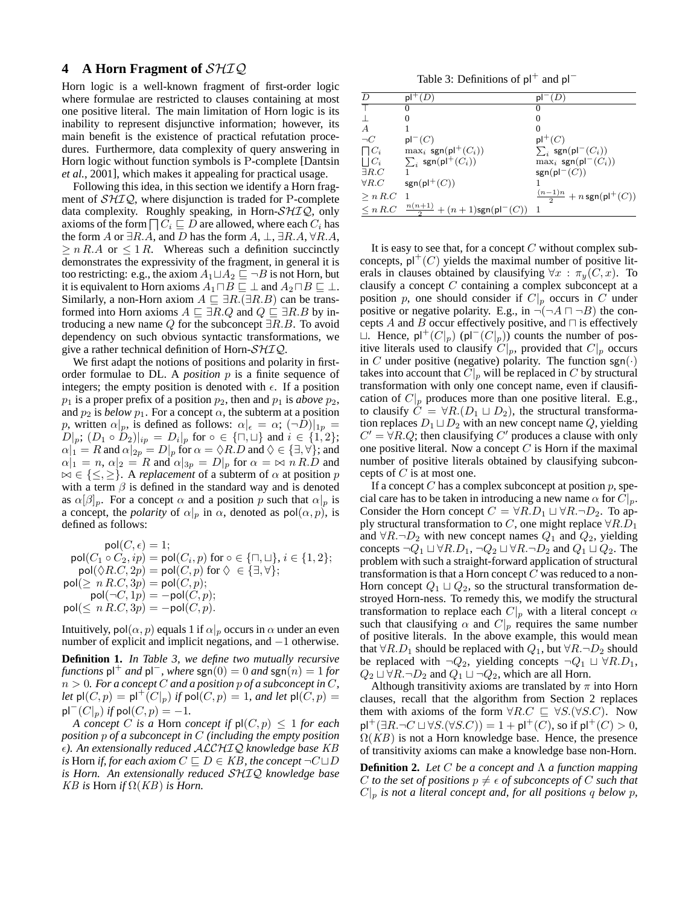## 4 A Horn Fragment of $\mathcal{SHIQ}$

Horn logic is a well-known fragment of first-order logic where formulae are restricted to clauses containing at most one positive literal. The main limitation of Horn logic is its inability to represent disjunctive information; however, its main benefit is the existence of practical refutation procedures. Furthermore, data complexity of query answering in Horn logic without function symbols is P-complete [Dantsin *et al.*, 2001], which makes it appealing for practical usage.

Following this idea, in this section we identify a Horn fragment of $\mathcal{SHIQ}$, where disjunction is traded for P-complete data complexity. Roughly speaking, in Horn-$\mathcal{SHIQ}$, only axioms of the form $\bigsqcap C_i \sqsubseteq D$ are allowed, where each $C_i$ has the form $A$ or $\exists R.A$, and $D$ has the form $A$, $\bot$, $\exists R.A$, $\forall R.A$, $\geq n\, R.A$ or $\leq 1\, R$. Whereas such a definition succinctly demonstrates the expressivity of the fragment, in general it is too restricting: e.g., the axiom $A_1 \sqcup A_2 \sqsubseteq \neg B$ is not Horn, but it is equivalent to Horn axioms $A_1 \sqcap B \sqsubseteq \bot$ and $A_2 \sqcap B \sqsubseteq \bot$. Similarly, a non-Horn axiom $A \sqsubseteq \exists R.(\exists R.B)$ can be transformed into Horn axioms $A \sqsubseteq \exists R.Q$ and $Q \sqsubseteq \exists R.B$ by introducing a new name $Q$ for the subconcept $\exists R.B$. To avoid dependency on such obvious syntactic transformations, we give a rather technical definition of Horn-$\mathcal{SHIQ}$.

We first adapt the notions of positions and polarity in first-order formulae to DL. A *position* $p$ is a finite sequence of integers; the empty position is denoted with $\epsilon$. If a position $p_1$ is a proper prefix of a position $p_2$, then and $p_1$ is *above* $p_2$, and $p_2$ is *below* $p_1$. For a concept $\alpha$, the subterm at a position $p$, written $\alpha|_p$, is defined as follows: $\alpha|_\epsilon = \alpha$; $(\neg D)|_{1p} = D|_p$; $(D_1 \circ D_2)|_{ip} = D_i|_p$ for $\circ \in \{\sqcap, \sqcup\}$ and $i \in \{1, 2\}$; $\alpha|_1 = R$ and $\alpha|_{2p} = D|_p$ for $\alpha = \lozenge R.D$ and $\lozenge \in \{\exists, \forall\}$; and $\alpha|_1 = n$, $\alpha|_2 = R$ and $\alpha|_{3p} = D|_p$ for $\alpha = \bowtie n\, R.D$ and $\bowtie \in \{\leq, \geq\}$. A *replacement* of a subterm of $\alpha$ at position $p$ with a term $\beta$ is defined in the standard way and is denoted as $\alpha[\beta]_p$. For a concept $\alpha$ and a position $p$ such that $\alpha|_p$ is a concept, the *polarity* of $\alpha|_p$ in $\alpha$, denoted as $\mathsf{pol}(\alpha, p)$, is defined as follows:

$$
\begin{aligned}
\mathsf{pol}(C, \epsilon) &= 1; \\
\mathsf{pol}(C_1 \circ C_2, ip) &= \mathsf{pol}(C_i, p) \text{ for } \circ \in \{\sqcap, \sqcup\}, i \in \{1, 2\}; \\
\mathsf{pol}(\lozenge R.C, 2p) &= \mathsf{pol}(C, p) \text{ for } \lozenge \in \{\exists, \forall\}; \\
\mathsf{pol}(\geq n\, R.C, 3p) &= \mathsf{pol}(C, p); \\
\mathsf{pol}(\neg C, 1p) &= -\mathsf{pol}(C, p); \\
\mathsf{pol}(\leq n\, R.C, 3p) &= -\mathsf{pol}(C, p).
\end{aligned}
$$

Intuitively, $\mathsf{pol}(\alpha, p)$ equals 1 if $\alpha|_p$ occurs in $\alpha$ under an even number of explicit and implicit negations, and $-1$ otherwise.

**Definition 1.** *In Table 3, we define two mutually recursive functions $\mathsf{pl}^+$ and $\mathsf{pl}^-$, where $\mathsf{sgn}(0) = 0$ and $\mathsf{sgn}(n) = 1$ for $n > 0$. For a concept $C$ and a position $p$ of a subconcept in $C$, let $\mathsf{pl}(C, p) = \mathsf{pl}^+(C|_p)$ if $\mathsf{pol}(C, p) = 1$, and let $\mathsf{pl}(C, p) = \mathsf{pl}^-(C|_p)$ if $\mathsf{pol}(C, p) = -1$.*

*A concept $C$ is a* Horn *concept if $\mathsf{pl}(C, p) \leq 1$ for each position $p$ of a subconcept in $C$ (including the empty position $\epsilon$). An extensionally reduced $\mathcal{ALCHIQ}$ knowledge base $KB$ is* Horn *if, for each axiom $C \sqsubseteq D \in KB$, the concept $\neg C \sqcup D$ is Horn. An extensionally reduced $\mathcal{SHIQ}$ knowledge base $KB$ is* Horn *if $\Omega(KB)$ is Horn.*

Table 3: Definitions of $\mathsf{pl}^+$ and $\mathsf{pl}^-$

| $D$ | $\mathsf{pl}^+(D)$ | $\mathsf{pl}^-(D)$ |
|---|---|---|
| $\top$ | 0 | 0 |
| $\bot$ | 0 | 0 |
| $A$ | 1 | 0 |
| $\neg C$ | $\mathsf{pl}^-(C)$ | $\mathsf{pl}^+(C)$ |
| $\bigsqcap C_i$ | $\max_i\ \mathsf{sgn}(\mathsf{pl}^+(C_i))$ | $\sum_i\ \mathsf{sgn}(\mathsf{pl}^-(C_i))$ |
| $\bigsqcup C_i$ | $\sum_i\ \mathsf{sgn}(\mathsf{pl}^+(C_i))$ | $\max_i\ \mathsf{sgn}(\mathsf{pl}^-(C_i))$ |
| $\exists R.C$ | 1 | $\mathsf{sgn}(\mathsf{pl}^-(C))$ |
| $\forall R.C$ | $\mathsf{sgn}(\mathsf{pl}^+(C))$ | 1 |
| $\geq n\, R.C$ | 1 | $\frac{(n-1)n}{2} + n\, \mathsf{sgn}(\mathsf{pl}^+(C))$ |
| $\leq n\, R.C$ | $\frac{n(n+1)}{2} + (n+1)\mathsf{sgn}(\mathsf{pl}^-(C))$ | 1 |

It is easy to see that, for a concept $C$ without complex subconcepts, $\mathsf{pl}^+(C)$ yields the maximal number of positive literals in clauses obtained by clausifying $\forall x : \pi_y(C, x)$. To clausify a concept $C$ containing a complex subconcept at a position $p$, one should consider if $C|_p$ occurs in $C$ under positive or negative polarity. E.g., in $\neg(\neg A \sqcap \neg B)$ the concepts $A$ and $B$ occur effectively positive, and $\sqcap$ is effectively $\sqcup$. Hence, $\mathsf{pl}^+(C|_p)$ ($\mathsf{pl}^-(C|_p)$) counts the number of positive literals used to clausify $C|_p$, provided that $C|_p$ occurs in $C$ under positive (negative) polarity. The function $\mathsf{sgn}(\cdot)$ takes into account that $C|_p$ will be replaced in $C$ by structural transformation with only one concept name, even if clausification of $C|_p$ produces more than one positive literal. E.g., to clausify $C = \forall R.(D_1 \sqcup D_2)$, the structural transformation replaces $D_1 \sqcup D_2$ with an new concept name $Q$, yielding $C' = \forall R.Q$; then clausifying $C'$ produces a clause with only one positive literal. Now a concept $C$ is Horn if the maximal number of positive literals obtained by clausifying subconcepts of $C$ is at most one.

If a concept $C$ has a complex subconcept at position $p$, special care has to be taken in introducing a new name $\alpha$ for $C|_p$. Consider the Horn concept $C = \forall R.D_1 \sqcup \forall R.\neg D_2$. To apply structural transformation to $C$, one might replace $\forall R.D_1$ and $\forall R.\neg D_2$ with new concept names $Q_1$ and $Q_2$, yielding concepts $\neg Q_1 \sqcup \forall R.D_1$, $\neg Q_2 \sqcup \forall R.\neg D_2$ and $Q_1 \sqcup Q_2$. The problem with such a straight-forward application of structural transformation is that a Horn concept $C$ was reduced to a non-Horn concept $Q_1 \sqcup Q_2$, so the structural transformation destroyed Horn-ness. To remedy this, we modify the structural transformation to replace each $C|_p$ with a literal concept $\alpha$ such that clausifying $\alpha$ and $C|_p$ requires the same number of positive literals. In the above example, this would mean that $\forall R.D_1$ should be replaced with $Q_1$, but $\forall R.\neg D_2$ should be replaced with $\neg Q_2$, yielding concepts $\neg Q_1 \sqcup \forall R.D_1$, $Q_2 \sqcup \forall R.\neg D_2$ and $Q_1 \sqcup \neg Q_2$, which are all Horn.

Although transitivity axioms are translated by $\pi$ into Horn clauses, recall that the algorithm from Section 2 replaces them with axioms of the form $\forall R.C \sqsubseteq \forall S.(\forall S.C)$. Now $\mathsf{pl}^+(\exists R.\neg C \sqcup \forall S.(\forall S.C)) = 1 + \mathsf{pl}^+(C)$, so if $\mathsf{pl}^+(C) > 0$, $\Omega(KB)$ is not a Horn knowledge base. Hence, the presence of transitivity axioms can make a knowledge base non-Horn.

**Definition 2.** *Let $C$ be a concept and $\Lambda$ a function mapping $C$ to the set of positions $p \neq \epsilon$ of subconcepts of $C$ such that $C|_p$ is not a literal concept and, for all positions $q$ below $p$,*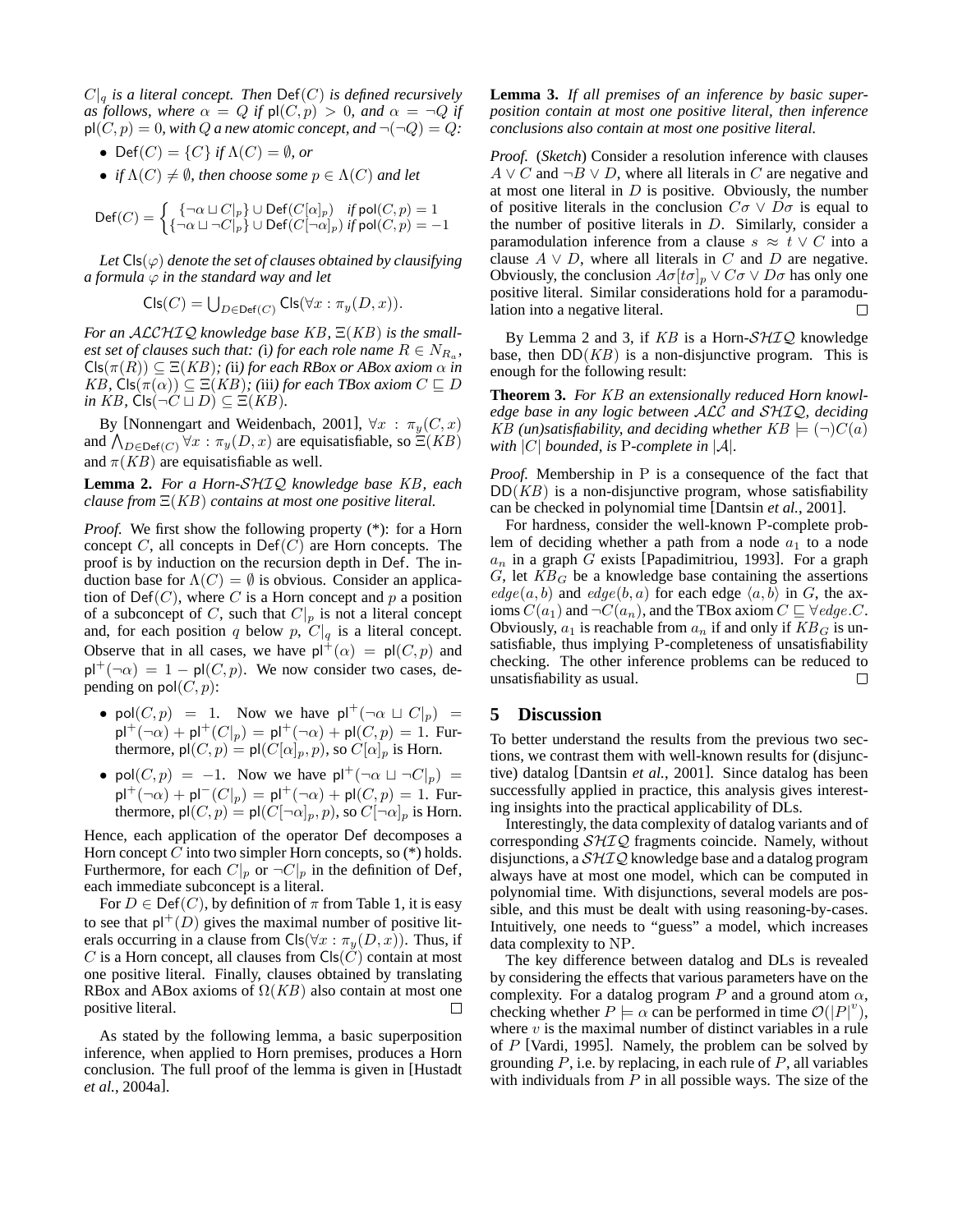$C|_q$ *is a literal concept. Then* $\mathsf{Def}(C)$ *is defined recursively as follows, where* $\alpha = Q$ *if* $\mathsf{pl}(C,p) > 0$*, and* $\alpha = \neg Q$ *if* $\mathsf{pl}(C,p) = 0$*, with* $Q$ *a new atomic concept, and* $\neg(\neg Q) = Q$*:*

- $\mathsf{Def}(C) = \{C\}$ *if* $\Lambda(C) = \emptyset$*, or*
- *if* $\Lambda(C) \neq \emptyset$*, then choose some* $p \in \Lambda(C)$ *and let*

$$\mathsf{Def}(C) = \begin{cases} \{\neg\alpha \sqcup C|_p\} \cup \mathsf{Def}(C[\alpha]_p) & \text{if } \mathsf{pol}(C,p) = 1 \\ \{\neg\alpha \sqcup \neg C|_p\} \cup \mathsf{Def}(C[\neg\alpha]_p) & \text{if } \mathsf{pol}(C,p) = -1 \end{cases}$$

*Let* $\mathsf{Cls}(\varphi)$ *denote the set of clauses obtained by clausifying a formula* $\varphi$ *in the standard way and let*

$$\mathsf{Cls}(C) = \bigcup_{D \in \mathsf{Def}(C)} \mathsf{Cls}(\forall x : \pi_y(D,x)).$$

*For an* $\mathcal{ALCHIQ}$ *knowledge base* $KB$*,* $\Xi(KB)$ *is the smallest set of clauses such that: (*i*) for each role name* $R \in N_{R_a}$*,* $\mathsf{Cls}(\pi(R)) \subseteq \Xi(KB)$*; (*ii*) for each RBox or ABox axiom* $\alpha$ *in* $KB$*,* $\mathsf{Cls}(\pi(\alpha)) \subseteq \Xi(KB)$*; (*iii*) for each TBox axiom* $C \sqsubseteq D$ *in* $KB$*,* $\mathsf{Cls}(\neg C \sqcup D) \subseteq \Xi(KB)$*.*

By [Nonnengart and Weidenbach, 2001], $\forall x : \pi_y(C,x)$ and $\bigwedge_{D \in \mathsf{Def}(C)} \forall x : \pi_y(D,x)$ are equisatisfiable, so $\Xi(KB)$ and $\pi(KB)$ are equisatisfiable as well.

**Lemma 2.** *For a Horn-*$\mathcal{SHIQ}$ *knowledge base* $KB$*, each clause from* $\Xi(KB)$ *contains at most one positive literal.*

*Proof.* We first show the following property (*): for a Horn concept $C$, all concepts in $\mathsf{Def}(C)$ are Horn concepts. The proof is by induction on the recursion depth in $\mathsf{Def}$. The induction base for $\Lambda(C) = \emptyset$ is obvious. Consider an application of $\mathsf{Def}(C)$, where $C$ is a Horn concept and $p$ a position of a subconcept of $C$, such that $C|_p$ is not a literal concept and, for each position $q$ below $p$, $C|_q$ is a literal concept. Observe that in all cases, we have $\mathsf{pl}^+(\alpha) = \mathsf{pl}(C,p)$ and $\mathsf{pl}^+(\neg\alpha) = 1 - \mathsf{pl}(C,p)$. We now consider two cases, depending on $\mathsf{pol}(C,p)$:

- $\mathsf{pol}(C,p) = 1$. Now we have $\mathsf{pl}^+(\neg\alpha \sqcup C|_p) = \mathsf{pl}^+(\neg\alpha) + \mathsf{pl}^+(C|_p) = \mathsf{pl}^+(\neg\alpha) + \mathsf{pl}(C,p) = 1$. Furthermore, $\mathsf{pl}(C,p) = \mathsf{pl}(C[\alpha]_p, p)$, so $C[\alpha]_p$ is Horn.
- $\mathsf{pol}(C,p) = -1$. Now we have $\mathsf{pl}^+(\neg\alpha \sqcup \neg C|_p) = \mathsf{pl}^+(\neg\alpha) + \mathsf{pl}^-(C|_p) = \mathsf{pl}^+(\neg\alpha) + \mathsf{pl}(C,p) = 1$. Furthermore, $\mathsf{pl}(C,p) = \mathsf{pl}(C[\neg\alpha]_p, p)$, so $C[\neg\alpha]_p$ is Horn.

Hence, each application of the operator Def decomposes a Horn concept $C$ into two simpler Horn concepts, so (*) holds. Furthermore, for each $C|_p$ or $\neg C|_p$ in the definition of Def, each immediate subconcept is a literal.

For $D \in \mathsf{Def}(C)$, by definition of $\pi$ from Table 1, it is easy to see that $\mathsf{pl}^+(D)$ gives the maximal number of positive literals occurring in a clause from $\mathsf{Cls}(\forall x : \pi_y(D,x))$. Thus, if $C$ is a Horn concept, all clauses from $\mathsf{Cls}(C)$ contain at most one positive literal. Finally, clauses obtained by translating RBox and ABox axioms of $\Omega(KB)$ also contain at most one positive literal. ◻

As stated by the following lemma, a basic superposition inference, when applied to Horn premises, produces a Horn conclusion. The full proof of the lemma is given in [Hustadt *et al.*, 2004a].

**Lemma 3.** *If all premises of an inference by basic superposition contain at most one positive literal, then inference conclusions also contain at most one positive literal.*

*Proof.* (*Sketch*) Consider a resolution inference with clauses $A \vee C$ and $\neg B \vee D$, where all literals in $C$ are negative and at most one literal in $D$ is positive. Obviously, the number of positive literals in the conclusion $C\sigma \vee D\sigma$ is equal to the number of positive literals in $D$. Similarly, consider a paramodulation inference from a clause $s \approx t \vee C$ into a clause $A \vee D$, where all literals in $C$ and $D$ are negative. Obviously, the conclusion $A\sigma[t\sigma]_p \vee C\sigma \vee D\sigma$ has only one positive literal. Similar considerations hold for a paramodulation into a negative literal. ◻

By Lemma 2 and 3, if $KB$ is a Horn-$\mathcal{SHIQ}$ knowledge base, then $\mathsf{DD}(KB)$ is a non-disjunctive program. This is enough for the following result:

**Theorem 3.** *For* $KB$ *an extensionally reduced Horn knowledge base in any logic between* $\mathcal{ALC}$ *and* $\mathcal{SHIQ}$*, deciding* $KB$ *(un)satisfiability, and deciding whether* $KB \models (\neg)C(a)$ *with* $|C|$ *bounded, is* P*-complete in* $|\mathcal{A}|$*.*

*Proof.* Membership in P is a consequence of the fact that $\mathsf{DD}(KB)$ is a non-disjunctive program, whose satisfiability can be checked in polynomial time [Dantsin *et al.*, 2001].

For hardness, consider the well-known P-complete problem of deciding whether a path from a node $a_1$ to a node $a_n$ in a graph $G$ exists [Papadimitriou, 1993]. For a graph $G$, let $KB_G$ be a knowledge base containing the assertions $edge(a,b)$ and $edge(b,a)$ for each edge $\langle a,b\rangle$ in $G$, the axioms $C(a_1)$ and $\neg C(a_n)$, and the TBox axiom $C \sqsubseteq \forall edge.C$. Obviously, $a_1$ is reachable from $a_n$ if and only if $KB_G$ is unsatisfiable, thus implying P-completeness of unsatisfiability checking. The other inference problems can be reduced to unsatisfiability as usual. ◻

## 5 Discussion

To better understand the results from the previous two sections, we contrast them with well-known results for (disjunctive) datalog [Dantsin *et al.*, 2001]. Since datalog has been successfully applied in practice, this analysis gives interesting insights into the practical applicability of DLs.

Interestingly, the data complexity of datalog variants and of corresponding $\mathcal{SHIQ}$ fragments coincide. Namely, without disjunctions, a $\mathcal{SHIQ}$ knowledge base and a datalog program always have at most one model, which can be computed in polynomial time. With disjunctions, several models are possible, and this must be dealt with using reasoning-by-cases. Intuitively, one needs to "guess" a model, which increases data complexity to NP.

The key difference between datalog and DLs is revealed by considering the effects that various parameters have on the complexity. For a datalog program $P$ and a ground atom $\alpha$, checking whether $P \models \alpha$ can be performed in time $\mathcal{O}(|P|^v)$, where $v$ is the maximal number of distinct variables in a rule of $P$ [Vardi, 1995]. Namely, the problem can be solved by grounding $P$, i.e. by replacing, in each rule of $P$, all variables with individuals from $P$ in all possible ways. The size of the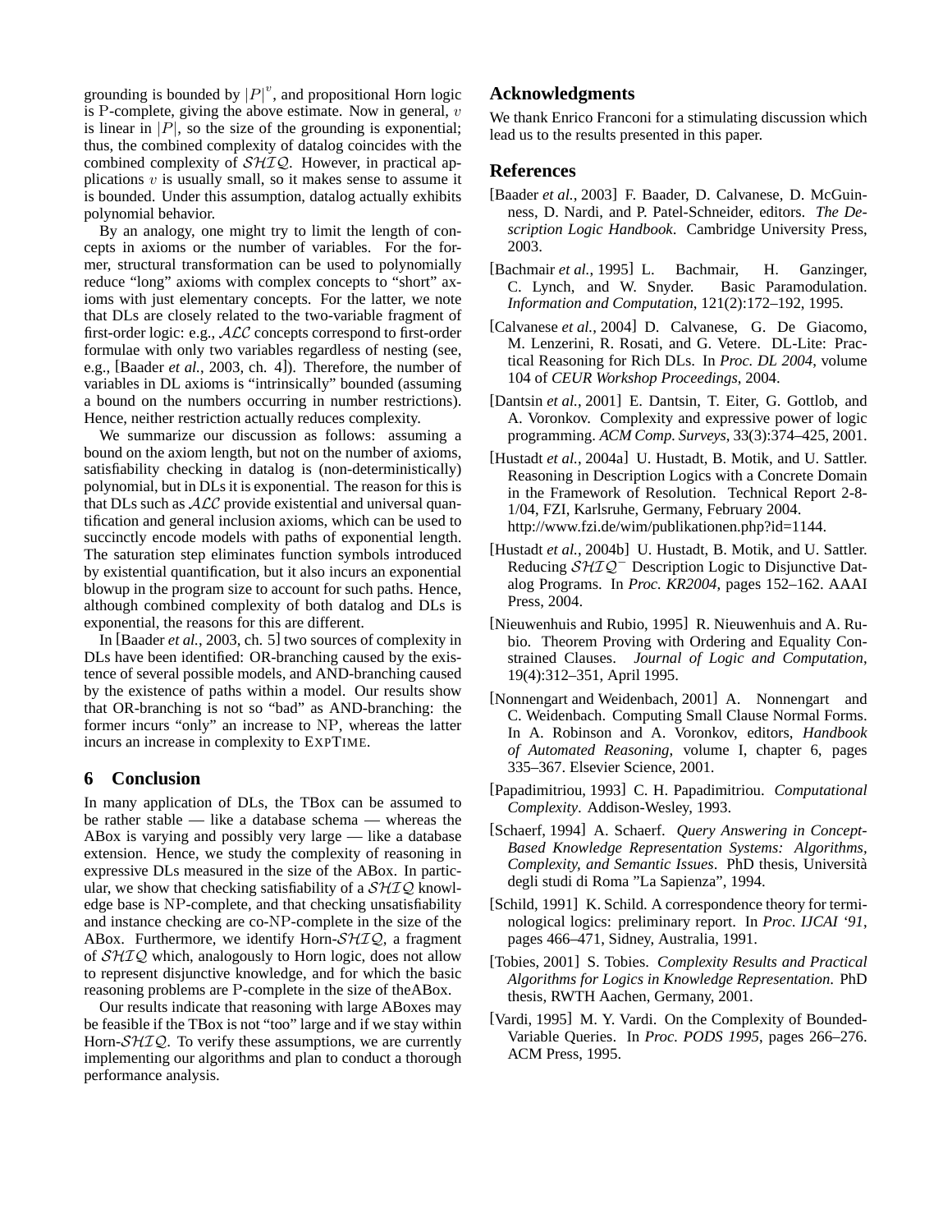grounding is bounded by $|P|^v$, and propositional Horn logic is P-complete, giving the above estimate. Now in general, $v$ is linear in $|P|$, so the size of the grounding is exponential; thus, the combined complexity of datalog coincides with the combined complexity of $\mathcal{SHIQ}$. However, in practical applications $v$ is usually small, so it makes sense to assume it is bounded. Under this assumption, datalog actually exhibits polynomial behavior.

By an analogy, one might try to limit the length of concepts in axioms or the number of variables. For the former, structural transformation can be used to polynomially reduce "long" axioms with complex concepts to "short" axioms with just elementary concepts. For the latter, we note that DLs are closely related to the two-variable fragment of first-order logic: e.g., $\mathcal{ALC}$ concepts correspond to first-order formulae with only two variables regardless of nesting (see, e.g., [Baader *et al.*, 2003, ch. 4]). Therefore, the number of variables in DL axioms is "intrinsically" bounded (assuming a bound on the numbers occurring in number restrictions). Hence, neither restriction actually reduces complexity.

We summarize our discussion as follows: assuming a bound on the axiom length, but not on the number of axioms, satisfiability checking in datalog is (non-deterministically) polynomial, but in DLs it is exponential. The reason for this is that DLs such as $\mathcal{ALC}$ provide existential and universal quantification and general inclusion axioms, which can be used to succinctly encode models with paths of exponential length. The saturation step eliminates function symbols introduced by existential quantification, but it also incurs an exponential blowup in the program size to account for such paths. Hence, although combined complexity of both datalog and DLs is exponential, the reasons for this are different.

In [Baader *et al.*, 2003, ch. 5] two sources of complexity in DLs have been identified: OR-branching caused by the existence of several possible models, and AND-branching caused by the existence of paths within a model. Our results show that OR-branching is not so "bad" as AND-branching: the former incurs "only" an increase to NP, whereas the latter incurs an increase in complexity to EXPTIME.

## 6 Conclusion

In many application of DLs, the TBox can be assumed to be rather stable — like a database schema — whereas the ABox is varying and possibly very large — like a database extension. Hence, we study the complexity of reasoning in expressive DLs measured in the size of the ABox. In particular, we show that checking satisfiability of a $\mathcal{SHIQ}$ knowledge base is NP-complete, and that checking unsatisfiability and instance checking are co-NP-complete in the size of the ABox. Furthermore, we identify Horn-$\mathcal{SHIQ}$, a fragment of $\mathcal{SHIQ}$ which, analogously to Horn logic, does not allow to represent disjunctive knowledge, and for which the basic reasoning problems are P-complete in the size of theABox.

Our results indicate that reasoning with large ABoxes may be feasible if the TBox is not "too" large and if we stay within Horn-$\mathcal{SHIQ}$. To verify these assumptions, we are currently implementing our algorithms and plan to conduct a thorough performance analysis.

## Acknowledgments

We thank Enrico Franconi for a stimulating discussion which lead us to the results presented in this paper.

## References

[Baader *et al.*, 2003] F. Baader, D. Calvanese, D. McGuinness, D. Nardi, and P. Patel-Schneider, editors. *The Description Logic Handbook*. Cambridge University Press, 2003.

[Bachmair *et al.*, 1995] L. Bachmair, H. Ganzinger, C. Lynch, and W. Snyder. Basic Paramodulation. *Information and Computation*, 121(2):172–192, 1995.

[Calvanese *et al.*, 2004] D. Calvanese, G. De Giacomo, M. Lenzerini, R. Rosati, and G. Vetere. DL-Lite: Practical Reasoning for Rich DLs. In *Proc. DL 2004*, volume 104 of *CEUR Workshop Proceedings*, 2004.

[Dantsin *et al.*, 2001] E. Dantsin, T. Eiter, G. Gottlob, and A. Voronkov. Complexity and expressive power of logic programming. *ACM Comp. Surveys*, 33(3):374–425, 2001.

[Hustadt *et al.*, 2004a] U. Hustadt, B. Motik, and U. Sattler. Reasoning in Description Logics with a Concrete Domain in the Framework of Resolution. Technical Report 2-8-1/04, FZI, Karlsruhe, Germany, February 2004. http://www.fzi.de/wim/publikationen.php?id=1144.

[Hustadt *et al.*, 2004b] U. Hustadt, B. Motik, and U. Sattler. Reducing $\mathcal{SHIQ}^-$ Description Logic to Disjunctive Datalog Programs. In *Proc. KR2004*, pages 152–162. AAAI Press, 2004.

[Nieuwenhuis and Rubio, 1995] R. Nieuwenhuis and A. Rubio. Theorem Proving with Ordering and Equality Constrained Clauses. *Journal of Logic and Computation*, 19(4):312–351, April 1995.

[Nonnengart and Weidenbach, 2001] A. Nonnengart and C. Weidenbach. Computing Small Clause Normal Forms. In A. Robinson and A. Voronkov, editors, *Handbook of Automated Reasoning*, volume I, chapter 6, pages 335–367. Elsevier Science, 2001.

[Papadimitriou, 1993] C. H. Papadimitriou. *Computational Complexity*. Addison-Wesley, 1993.

[Schaerf, 1994] A. Schaerf. *Query Answering in Concept-Based Knowledge Representation Systems: Algorithms, Complexity, and Semantic Issues*. PhD thesis, Università degli studi di Roma "La Sapienza", 1994.

[Schild, 1991] K. Schild. A correspondence theory for terminological logics: preliminary report. In *Proc. IJCAI '91*, pages 466–471, Sidney, Australia, 1991.

[Tobies, 2001] S. Tobies. *Complexity Results and Practical Algorithms for Logics in Knowledge Representation*. PhD thesis, RWTH Aachen, Germany, 2001.

[Vardi, 1995] M. Y. Vardi. On the Complexity of Bounded-Variable Queries. In *Proc. PODS 1995*, pages 266–276. ACM Press, 1995.